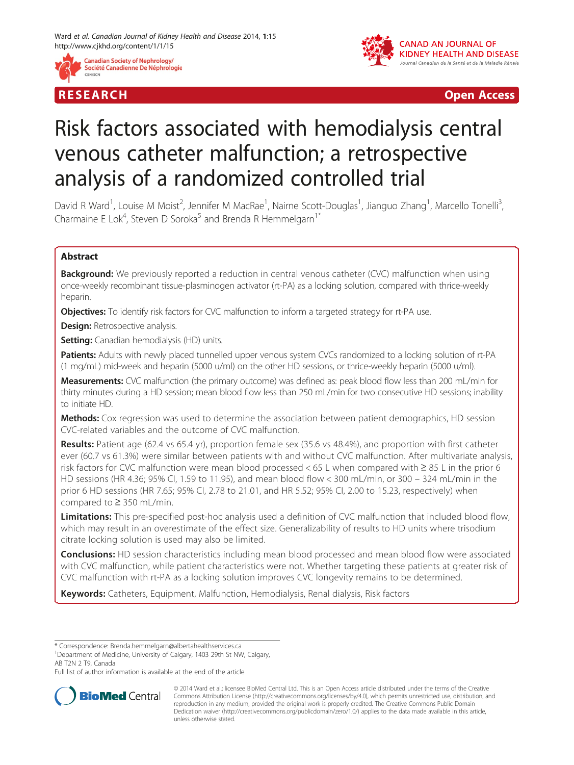RESEARCH Open Access

# Risk factors associated with hemodialysis central venous catheter malfunction; a retrospective analysis of a randomized controlled trial

David R Ward[1], Louise M Moist[2], Jennifer M MacRae[1], Nairne Scott-Douglas[1], Jianguo Zhang[1], Marcello Tonelli[3], Charmaine E Lok[4], Steven D Soroka[5] and Brenda R Hemmelgarn[1*]

## Abstract

**Background:** We previously reported a reduction in central venous catheter (CVC) malfunction when using once-weekly recombinant tissue-plasminogen activator (rt-PA) as a locking solution, compared with thrice-weekly heparin.

**Objectives:** To identify risk factors for CVC malfunction to inform a targeted strategy for rt-PA use.

**Design:** Retrospective analysis.

**Setting:** Canadian hemodialysis (HD) units.

**Patients:** Adults with newly placed tunnelled upper venous system CVCs randomized to a locking solution of rt-PA (1 mg/mL) mid-week and heparin (5000 u/ml) on the other HD sessions, or thrice-weekly heparin (5000 u/ml).

**Measurements:** CVC malfunction (the primary outcome) was defined as: peak blood flow less than 200 mL/min for thirty minutes during a HD session; mean blood flow less than 250 mL/min for two consecutive HD sessions; inability to initiate HD.

**Methods:** Cox regression was used to determine the association between patient demographics, HD session CVC-related variables and the outcome of CVC malfunction.

**Results:** Patient age (62.4 vs 65.4 yr), proportion female sex (35.6 vs 48.4%), and proportion with first catheter ever (60.7 vs 61.3%) were similar between patients with and without CVC malfunction. After multivariate analysis, risk factors for CVC malfunction were mean blood processed < 65 L when compared with ≥ 85 L in the prior 6 HD sessions (HR 4.36; 95% CI, 1.59 to 11.95), and mean blood flow < 300 mL/min, or 300 – 324 mL/min in the prior 6 HD sessions (HR 7.65; 95% CI, 2.78 to 21.01, and HR 5.52; 95% CI, 2.00 to 15.23, respectively) when compared to ≥ 350 mL/min.

**Limitations:** This pre-specified post-hoc analysis used a definition of CVC malfunction that included blood flow, which may result in an overestimate of the effect size. Generalizability of results to HD units where trisodium citrate locking solution is used may also be limited.

**Conclusions:** HD session characteristics including mean blood processed and mean blood flow were associated with CVC malfunction, while patient characteristics were not. Whether targeting these patients at greater risk of CVC malfunction with rt-PA as a locking solution improves CVC longevity remains to be determined.

**Keywords:** Catheters, Equipment, Malfunction, Hemodialysis, Renal dialysis, Risk factors

---

\* Correspondence: Brenda.hemmelgarn@albertahealthservices.ca
[1]Department of Medicine, University of Calgary, 1403 29th St NW, Calgary, AB T2N 2 T9, Canada
Full list of author information is available at the end of the article

© 2014 Ward et al.; licensee BioMed Central Ltd. This is an Open Access article distributed under the terms of the Creative Commons Attribution License (http://creativecommons.org/licenses/by/4.0), which permits unrestricted use, distribution, and reproduction in any medium, provided the original work is properly credited. The Creative Commons Public Domain Dedication waiver (http://creativecommons.org/publicdomain/zero/1.0/) applies to the data made available in this article, unless otherwise stated.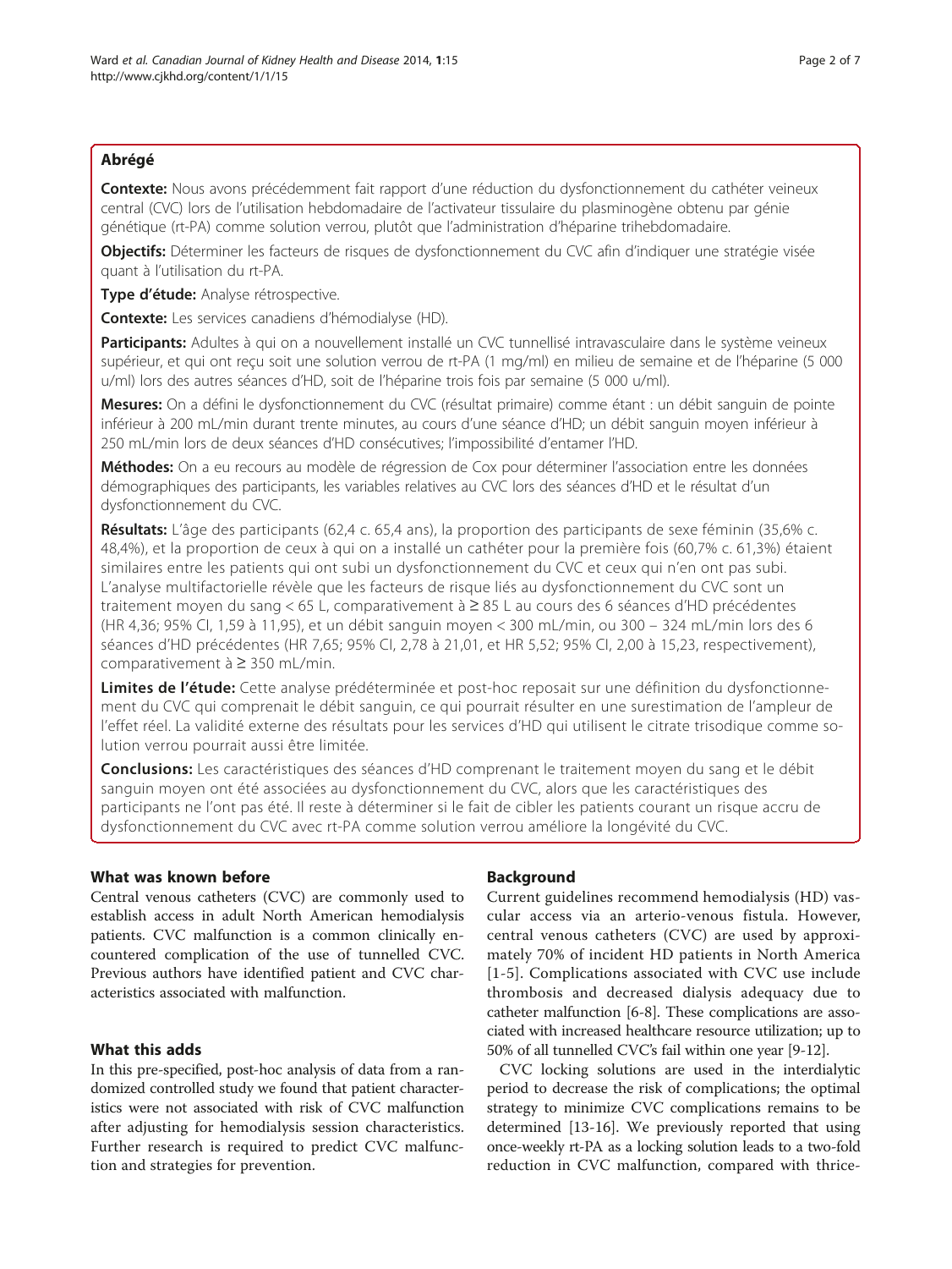## Abrégé

**Contexte:** Nous avons précédemment fait rapport d'une réduction du dysfonctionnement du cathéter veineux central (CVC) lors de l'utilisation hebdomadaire de l'activateur tissulaire du plasminogène obtenu par génie génétique (rt-PA) comme solution verrou, plutôt que l'administration d'héparine trihebdomadaire.

**Objectifs:** Déterminer les facteurs de risques de dysfonctionnement du CVC afin d'indiquer une stratégie visée quant à l'utilisation du rt-PA.

**Type d'étude:** Analyse rétrospective.

**Contexte:** Les services canadiens d'hémodialyse (HD).

**Participants:** Adultes à qui on a nouvellement installé un CVC tunnellisé intravasculaire dans le système veineux supérieur, et qui ont reçu soit une solution verrou de rt-PA (1 mg/ml) en milieu de semaine et de l'héparine (5 000 u/ml) lors des autres séances d'HD, soit de l'héparine trois fois par semaine (5 000 u/ml).

**Mesures:** On a défini le dysfonctionnement du CVC (résultat primaire) comme étant : un débit sanguin de pointe inférieur à 200 mL/min durant trente minutes, au cours d'une séance d'HD; un débit sanguin moyen inférieur à 250 mL/min lors de deux séances d'HD consécutives; l'impossibilité d'entamer l'HD.

**Méthodes:** On a eu recours au modèle de régression de Cox pour déterminer l'association entre les données démographiques des participants, les variables relatives au CVC lors des séances d'HD et le résultat d'un dysfonctionnement du CVC.

**Résultats:** L'âge des participants (62,4 c. 65,4 ans), la proportion des participants de sexe féminin (35,6% c. 48,4%), et la proportion de ceux à qui on a installé un cathéter pour la première fois (60,7% c. 61,3%) étaient similaires entre les patients qui ont subi un dysfonctionnement du CVC et ceux qui n'en ont pas subi. L'analyse multifactorielle révèle que les facteurs de risque liés au dysfonctionnement du CVC sont un traitement moyen du sang < 65 L, comparativement à ≥ 85 L au cours des 6 séances d'HD précédentes (HR 4,36; 95% CI, 1,59 à 11,95), et un débit sanguin moyen < 300 mL/min, ou 300 – 324 mL/min lors des 6 séances d'HD précédentes (HR 7,65; 95% CI, 2,78 à 21,01, et HR 5,52; 95% CI, 2,00 à 15,23, respectivement), comparativement à ≥ 350 mL/min.

**Limites de l'étude:** Cette analyse prédéterminée et post-hoc reposait sur une définition du dysfonctionnement du CVC qui comprenait le débit sanguin, ce qui pourrait résulter en une surestimation de l'ampleur de l'effet réel. La validité externe des résultats pour les services d'HD qui utilisent le citrate trisodique comme solution verrou pourrait aussi être limitée.

**Conclusions:** Les caractéristiques des séances d'HD comprenant le traitement moyen du sang et le débit sanguin moyen ont été associées au dysfonctionnement du CVC, alors que les caractéristiques des participants ne l'ont pas été. Il reste à déterminer si le fait de cibler les patients courant un risque accru de dysfonctionnement du CVC avec rt-PA comme solution verrou améliore la longévité du CVC.

## What was known before

Central venous catheters (CVC) are commonly used to establish access in adult North American hemodialysis patients. CVC malfunction is a common clinically encountered complication of the use of tunnelled CVC. Previous authors have identified patient and CVC characteristics associated with malfunction.

## What this adds

In this pre-specified, post-hoc analysis of data from a randomized controlled study we found that patient characteristics were not associated with risk of CVC malfunction after adjusting for hemodialysis session characteristics. Further research is required to predict CVC malfunction and strategies for prevention.

## Background

Current guidelines recommend hemodialysis (HD) vascular access via an arterio-venous fistula. However, central venous catheters (CVC) are used by approximately 70% of incident HD patients in North America [1-5]. Complications associated with CVC use include thrombosis and decreased dialysis adequacy due to catheter malfunction [6-8]. These complications are associated with increased healthcare resource utilization; up to 50% of all tunnelled CVC's fail within one year [9-12].

CVC locking solutions are used in the interdialytic period to decrease the risk of complications; the optimal strategy to minimize CVC complications remains to be determined [13-16]. We previously reported that using once-weekly rt-PA as a locking solution leads to a two-fold reduction in CVC malfunction, compared with thrice-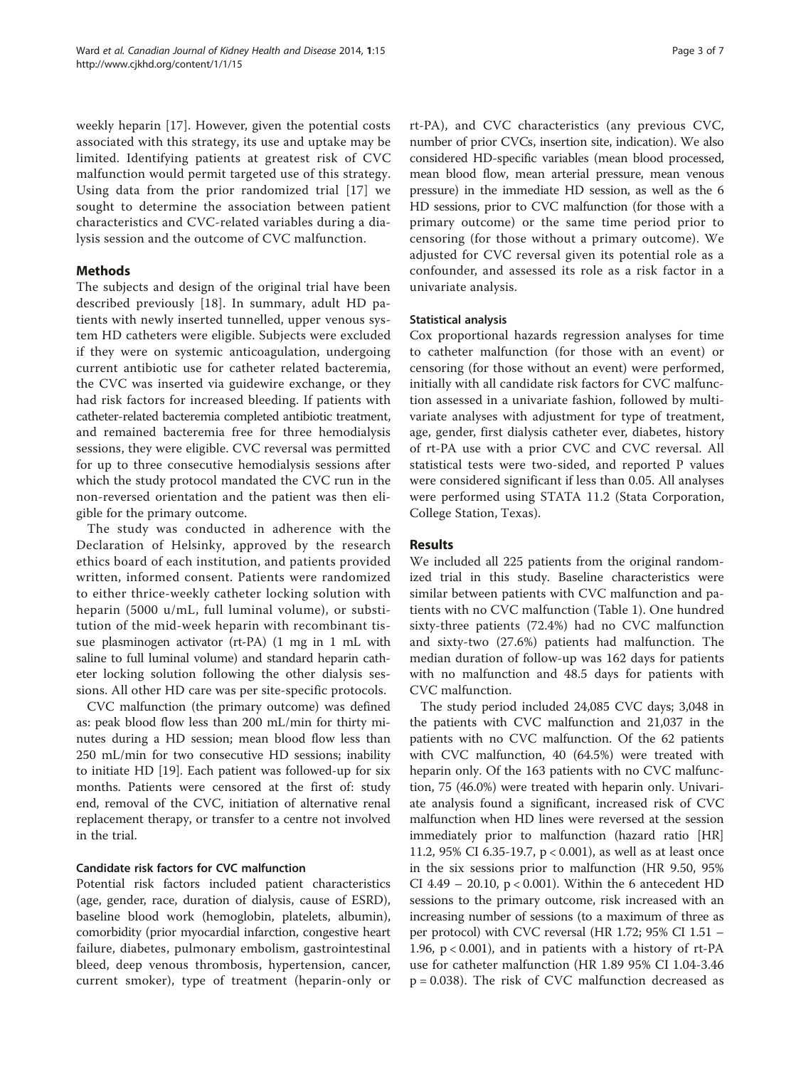weekly heparin [17]. However, given the potential costs associated with this strategy, its use and uptake may be limited. Identifying patients at greatest risk of CVC malfunction would permit targeted use of this strategy. Using data from the prior randomized trial [17] we sought to determine the association between patient characteristics and CVC-related variables during a dialysis session and the outcome of CVC malfunction.

## Methods

The subjects and design of the original trial have been described previously [18]. In summary, adult HD patients with newly inserted tunnelled, upper venous system HD catheters were eligible. Subjects were excluded if they were on systemic anticoagulation, undergoing current antibiotic use for catheter related bacteremia, the CVC was inserted via guidewire exchange, or they had risk factors for increased bleeding. If patients with catheter-related bacteremia completed antibiotic treatment, and remained bacteremia free for three hemodialysis sessions, they were eligible. CVC reversal was permitted for up to three consecutive hemodialysis sessions after which the study protocol mandated the CVC run in the non-reversed orientation and the patient was then eligible for the primary outcome.

The study was conducted in adherence with the Declaration of Helsinky, approved by the research ethics board of each institution, and patients provided written, informed consent. Patients were randomized to either thrice-weekly catheter locking solution with heparin (5000 u/mL, full luminal volume), or substitution of the mid-week heparin with recombinant tissue plasminogen activator (rt-PA) (1 mg in 1 mL with saline to full luminal volume) and standard heparin catheter locking solution following the other dialysis sessions. All other HD care was per site-specific protocols.

CVC malfunction (the primary outcome) was defined as: peak blood flow less than 200 mL/min for thirty minutes during a HD session; mean blood flow less than 250 mL/min for two consecutive HD sessions; inability to initiate HD [19]. Each patient was followed-up for six months. Patients were censored at the first of: study end, removal of the CVC, initiation of alternative renal replacement therapy, or transfer to a centre not involved in the trial.

### Candidate risk factors for CVC malfunction

Potential risk factors included patient characteristics (age, gender, race, duration of dialysis, cause of ESRD), baseline blood work (hemoglobin, platelets, albumin), comorbidity (prior myocardial infarction, congestive heart failure, diabetes, pulmonary embolism, gastrointestinal bleed, deep venous thrombosis, hypertension, cancer, current smoker), type of treatment (heparin-only or rt-PA), and CVC characteristics (any previous CVC, number of prior CVCs, insertion site, indication). We also considered HD-specific variables (mean blood processed, mean blood flow, mean arterial pressure, mean venous pressure) in the immediate HD session, as well as the 6 HD sessions, prior to CVC malfunction (for those with a primary outcome) or the same time period prior to censoring (for those without a primary outcome). We adjusted for CVC reversal given its potential role as a confounder, and assessed its role as a risk factor in a univariate analysis.

### Statistical analysis

Cox proportional hazards regression analyses for time to catheter malfunction (for those with an event) or censoring (for those without an event) were performed, initially with all candidate risk factors for CVC malfunction assessed in a univariate fashion, followed by multivariate analyses with adjustment for type of treatment, age, gender, first dialysis catheter ever, diabetes, history of rt-PA use with a prior CVC and CVC reversal. All statistical tests were two-sided, and reported P values were considered significant if less than 0.05. All analyses were performed using STATA 11.2 (Stata Corporation, College Station, Texas).

## Results

We included all 225 patients from the original randomized trial in this study. Baseline characteristics were similar between patients with CVC malfunction and patients with no CVC malfunction (Table 1). One hundred sixty-three patients (72.4%) had no CVC malfunction and sixty-two (27.6%) patients had malfunction. The median duration of follow-up was 162 days for patients with no malfunction and 48.5 days for patients with CVC malfunction.

The study period included 24,085 CVC days; 3,048 in the patients with CVC malfunction and 21,037 in the patients with no CVC malfunction. Of the 62 patients with CVC malfunction, 40 (64.5%) were treated with heparin only. Of the 163 patients with no CVC malfunction, 75 (46.0%) were treated with heparin only. Univariate analysis found a significant, increased risk of CVC malfunction when HD lines were reversed at the session immediately prior to malfunction (hazard ratio [HR] 11.2, 95% CI 6.35-19.7, $p < 0.001$), as well as at least once in the six sessions prior to malfunction (HR 9.50, 95% CI 4.49 – 20.10, $p < 0.001$). Within the 6 antecedent HD sessions to the primary outcome, risk increased with an increasing number of sessions (to a maximum of three as per protocol) with CVC reversal (HR 1.72; 95% CI 1.51 – 1.96, $p < 0.001$), and in patients with a history of rt-PA use for catheter malfunction (HR 1.89 95% CI 1.04-3.46 $p = 0.038$). The risk of CVC malfunction decreased as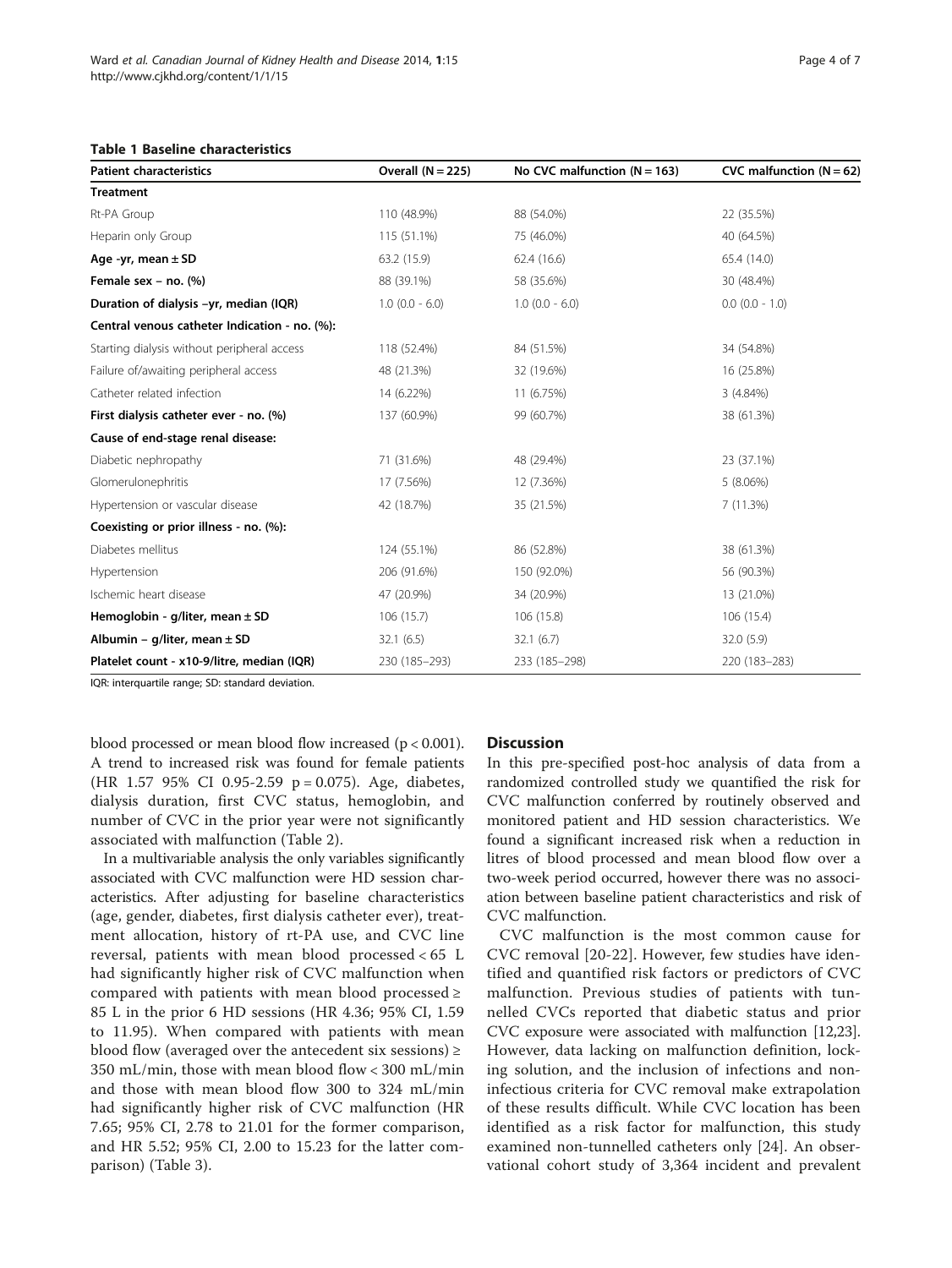**Table 1 Baseline characteristics**

| Patient characteristics | Overall (N = 225) | No CVC malfunction (N = 163) | CVC malfunction (N = 62) |
|---|---|---|---|
| **Treatment** | | | |
| Rt-PA Group | 110 (48.9%) | 88 (54.0%) | 22 (35.5%) |
| Heparin only Group | 115 (51.1%) | 75 (46.0%) | 40 (64.5%) |
| **Age -yr, mean ± SD** | 63.2 (15.9) | 62.4 (16.6) | 65.4 (14.0) |
| **Female sex – no. (%)** | 88 (39.1%) | 58 (35.6%) | 30 (48.4%) |
| **Duration of dialysis –yr, median (IQR)** | 1.0 (0.0 - 6.0) | 1.0 (0.0 - 6.0) | 0.0 (0.0 - 1.0) |
| **Central venous catheter Indication - no. (%):** | | | |
| Starting dialysis without peripheral access | 118 (52.4%) | 84 (51.5%) | 34 (54.8%) |
| Failure of/awaiting peripheral access | 48 (21.3%) | 32 (19.6%) | 16 (25.8%) |
| Catheter related infection | 14 (6.22%) | 11 (6.75%) | 3 (4.84%) |
| **First dialysis catheter ever - no. (%)** | 137 (60.9%) | 99 (60.7%) | 38 (61.3%) |
| **Cause of end-stage renal disease:** | | | |
| Diabetic nephropathy | 71 (31.6%) | 48 (29.4%) | 23 (37.1%) |
| Glomerulonephritis | 17 (7.56%) | 12 (7.36%) | 5 (8.06%) |
| Hypertension or vascular disease | 42 (18.7%) | 35 (21.5%) | 7 (11.3%) |
| **Coexisting or prior illness - no. (%):** | | | |
| Diabetes mellitus | 124 (55.1%) | 86 (52.8%) | 38 (61.3%) |
| Hypertension | 206 (91.6%) | 150 (92.0%) | 56 (90.3%) |
| Ischemic heart disease | 47 (20.9%) | 34 (20.9%) | 13 (21.0%) |
| **Hemoglobin - g/liter, mean ± SD** | 106 (15.7) | 106 (15.8) | 106 (15.4) |
| **Albumin – g/liter, mean ± SD** | 32.1 (6.5) | 32.1 (6.7) | 32.0 (5.9) |
| **Platelet count - x10-9/litre, median (IQR)** | 230 (185–293) | 233 (185–298) | 220 (183–283) |

IQR: interquartile range; SD: standard deviation.

blood processed or mean blood flow increased ($p < 0.001$). A trend to increased risk was found for female patients (HR 1.57 95% CI 0.95-2.59 $p = 0.075$). Age, diabetes, dialysis duration, first CVC status, hemoglobin, and number of CVC in the prior year were not significantly associated with malfunction (Table 2).

In a multivariable analysis the only variables significantly associated with CVC malfunction were HD session characteristics. After adjusting for baseline characteristics (age, gender, diabetes, first dialysis catheter ever), treatment allocation, history of rt-PA use, and CVC line reversal, patients with mean blood processed < 65 L had significantly higher risk of CVC malfunction when compared with patients with mean blood processed ≥ 85 L in the prior 6 HD sessions (HR 4.36; 95% CI, 1.59 to 11.95). When compared with patients with mean blood flow (averaged over the antecedent six sessions) ≥ 350 mL/min, those with mean blood flow < 300 mL/min and those with mean blood flow 300 to 324 mL/min had significantly higher risk of CVC malfunction (HR 7.65; 95% CI, 2.78 to 21.01 for the former comparison, and HR 5.52; 95% CI, 2.00 to 15.23 for the latter comparison) (Table 3).

## Discussion

In this pre-specified post-hoc analysis of data from a randomized controlled study we quantified the risk for CVC malfunction conferred by routinely observed and monitored patient and HD session characteristics. We found a significant increased risk when a reduction in litres of blood processed and mean blood flow over a two-week period occurred, however there was no association between baseline patient characteristics and risk of CVC malfunction.

CVC malfunction is the most common cause for CVC removal [20-22]. However, few studies have identified and quantified risk factors or predictors of CVC malfunction. Previous studies of patients with tunnelled CVCs reported that diabetic status and prior CVC exposure were associated with malfunction [12,23]. However, data lacking on malfunction definition, locking solution, and the inclusion of infections and non-infectious criteria for CVC removal make extrapolation of these results difficult. While CVC location has been identified as a risk factor for malfunction, this study examined non-tunnelled catheters only [24]. An observational cohort study of 3,364 incident and prevalent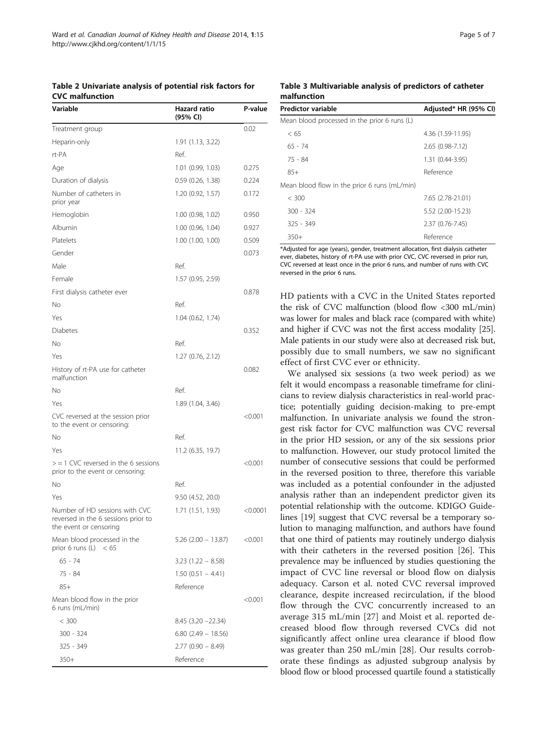**Table 2 Univariate analysis of potential risk factors for CVC malfunction**

| Variable | Hazard ratio (95% CI) | P-value |
|---|---|---|
| Treatment group | | 0.02 |
| Heparin-only | 1.91 (1.13, 3.22) | |
| rt-PA | Ref. | |
| Age | 1.01 (0.99, 1.03) | 0.275 |
| Duration of dialysis | 0.59 (0.26, 1.38) | 0.224 |
| Number of catheters in prior year | 1.20 (0.92, 1.57) | 0.172 |
| Hemoglobin | 1.00 (0.98, 1.02) | 0.950 |
| Albumin | 1.00 (0.96, 1.04) | 0.927 |
| Platelets | 1.00 (1.00, 1.00) | 0.509 |
| Gender | | 0.073 |
| Male | Ref. | |
| Female | 1.57 (0.95, 2.59) | |
| First dialysis catheter ever | | 0.878 |
| No | Ref. | |
| Yes | 1.04 (0.62, 1.74) | |
| Diabetes | | 0.352 |
| No | Ref. | |
| Yes | 1.27 (0.76, 2.12) | |
| History of rt-PA use for catheter malfunction | | 0.082 |
| No | Ref. | |
| Yes | 1.89 (1.04, 3.46) | |
| CVC reversed at the session prior to the event or censoring: | | <0.001 |
| No | Ref. | |
| Yes | 11.2 (6.35, 19.7) | |
| > = 1 CVC reversed in the 6 sessions prior to the event or censoring: | | <0.001 |
| No | Ref. | |
| Yes | 9.50 (4.52, 20.0) | |
| Number of HD sessions with CVC reversed in the 6 sessions prior to the event or censoring | 1.71 (1.51, 1.93) | <0.0001 |
| Mean blood processed in the prior 6 runs (L) < 65 | 5.26 (2.00 – 13.87) | <0.001 |
| 65 - 74 | 3.23 (1.22 – 8.58) | |
| 75 - 84 | 1.50 (0.51 – 4.41) | |
| 85+ | Reference | |
| Mean blood flow in the prior 6 runs (mL/min) | | <0.001 |
| < 300 | 8.45 (3.20 –22.34) | |
| 300 - 324 | 6.80 (2.49 – 18.56) | |
| 325 - 349 | 2.77 (0.90 – 8.49) | |
| 350+ | Reference | |

**Table 3 Multivariable analysis of predictors of catheter malfunction**

| Predictor variable | Adjusted* HR (95% CI) |
|---|---|
| Mean blood processed in the prior 6 runs (L) | |
| < 65 | 4.36 (1.59-11.95) |
| 65 - 74 | 2.65 (0.98-7.12) |
| 75 - 84 | 1.31 (0.44-3.95) |
| 85+ | Reference |
| Mean blood flow in the prior 6 runs (mL/min) | |
| < 300 | 7.65 (2.78-21.01) |
| 300 - 324 | 5.52 (2.00-15.23) |
| 325 - 349 | 2.37 (0.76-7.45) |
| 350+ | Reference |

*Adjusted for age (years), gender, treatment allocation, first dialysis catheter ever, diabetes, history of rt-PA use with prior CVC, CVC reversed in prior run, CVC reversed at least once in the prior 6 runs, and number of runs with CVC reversed in the prior 6 runs.

HD patients with a CVC in the United States reported the risk of CVC malfunction (blood flow <300 mL/min) was lower for males and black race (compared with white) and higher if CVC was not the first access modality [25]. Male patients in our study were also at decreased risk but, possibly due to small numbers, we saw no significant effect of first CVC ever or ethnicity.

We analysed six sessions (a two week period) as we felt it would encompass a reasonable timeframe for clinicians to review dialysis characteristics in real-world practice; potentially guiding decision-making to pre-empt malfunction. In univariate analysis we found the strongest risk factor for CVC malfunction was CVC reversal in the prior HD session, or any of the six sessions prior to malfunction. However, our study protocol limited the number of consecutive sessions that could be performed in the reversed position to three, therefore this variable was included as a potential confounder in the adjusted analysis rather than an independent predictor given its potential relationship with the outcome. KDIGO Guidelines [19] suggest that CVC reversal be a temporary solution to managing malfunction, and authors have found that one third of patients may routinely undergo dialysis with their catheters in the reversed position [26]. This prevalence may be influenced by studies questioning the impact of CVC line reversal or blood flow on dialysis adequacy. Carson et al. noted CVC reversal improved clearance, despite increased recirculation, if the blood flow through the CVC concurrently increased to an average 315 mL/min [27] and Moist et al. reported decreased blood flow through reversed CVCs did not significantly affect online urea clearance if blood flow was greater than 250 mL/min [28]. Our results corroborate these findings as adjusted subgroup analysis by blood flow or blood processed quartile found a statistically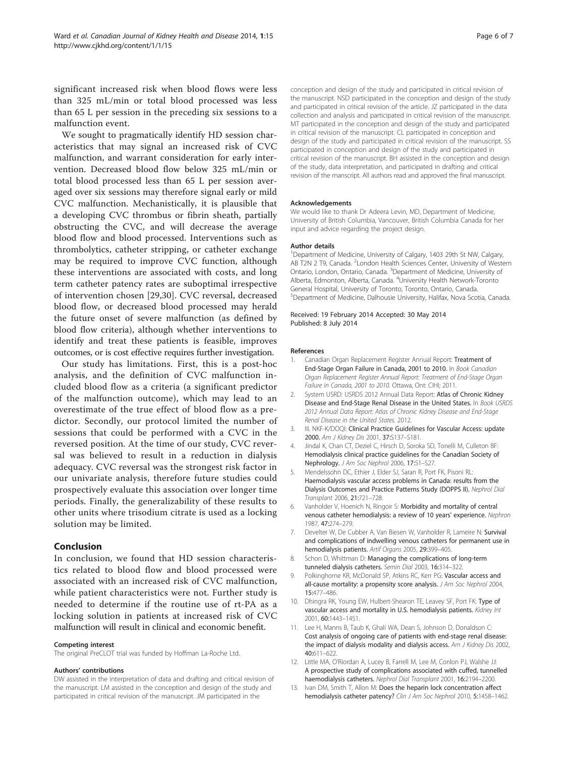significant increased risk when blood flows were less than 325 mL/min or total blood processed was less than 65 L per session in the preceding six sessions to a malfunction event.

We sought to pragmatically identify HD session characteristics that may signal an increased risk of CVC malfunction, and warrant consideration for early intervention. Decreased blood flow below 325 mL/min or total blood processed less than 65 L per session averaged over six sessions may therefore signal early or mild CVC malfunction. Mechanistically, it is plausible that a developing CVC thrombus or fibrin sheath, partially obstructing the CVC, and will decrease the average blood flow and blood processed. Interventions such as thrombolytics, catheter stripping, or catheter exchange may be required to improve CVC function, although these interventions are associated with costs, and long term catheter patency rates are suboptimal irrespective of intervention chosen [29,30]. CVC reversal, decreased blood flow, or decreased blood processed may herald the future onset of severe malfunction (as defined by blood flow criteria), although whether interventions to identify and treat these patients is feasible, improves outcomes, or is cost effective requires further investigation.

Our study has limitations. First, this is a post-hoc analysis, and the definition of CVC malfunction included blood flow as a criteria (a significant predictor of the malfunction outcome), which may lead to an overestimate of the true effect of blood flow as a predictor. Secondly, our protocol limited the number of sessions that could be performed with a CVC in the reversed position. At the time of our study, CVC reversal was believed to result in a reduction in dialysis adequacy. CVC reversal was the strongest risk factor in our univariate analysis, therefore future studies could prospectively evaluate this association over longer time periods. Finally, the generalizability of these results to other units where trisodium citrate is used as a locking solution may be limited.

## Conclusion

In conclusion, we found that HD session characteristics related to blood flow and blood processed were associated with an increased risk of CVC malfunction, while patient characteristics were not. Further study is needed to determine if the routine use of rt-PA as a locking solution in patients at increased risk of CVC malfunction will result in clinical and economic benefit.

#### Competing interest

The original PreCLOT trial was funded by Hoffman La-Roche Ltd.

#### Authors' contributions

DW assisted in the interpretation of data and drafting and critical revision of the manuscript. LM assisted in the conception and design of the study and participated in critical revision of the manuscript. JM participated in the conception and design of the study and participated in critical revision of the manuscript. NSD participated in the conception and design of the study and participated in critical revision of the article. JZ participated in the data collection and analysis and participated in critical revision of the manuscript. MT participated in the conception and design of the study and participated in critical revision of the manuscript. CL participated in conception and design of the study and participated in critical revision of the manuscript. SS participated in conception and design of the study and participated in critical revision of the manuscript. BH assisted in the conception and design of the study, data interpretation, and participated in drafting and critical revision of the manscript. All authors read and approved the final manuscript.

#### Acknowledgements

We would like to thank Dr Adeera Levin, MD, Department of Medicine, University of British Columbia, Vancouver, British Columbia Canada for her input and advice regarding the project design.

#### Author details

[1]Department of Medicine, University of Calgary, 1403 29th St NW, Calgary, AB T2N 2 T9, Canada. [2]London Health Sciences Center, University of Western Ontario, London, Ontario, Canada. [3]Department of Medicine, University of Alberta, Edmonton, Alberta, Canada. [4]University Health Network-Toronto General Hospital, University of Toronto, Toronto, Ontario, Canada. [5]Department of Medicine, Dalhousie University, Halifax, Nova Scotia, Canada.

Received: 19 February 2014 Accepted: 30 May 2014
Published: 8 July 2014

#### References

1. Canadian Organ Replacement Register Annual Report: **Treatment of End-Stage Organ Failure in Canada, 2001 to 2010.** In *Book Canadian Organ Replacement Register Annual Report: Treatment of End-Stage Organ Failure in Canada, 2001 to 2010.* Ottawa, Ont: CIHI; 2011.
2. System USRD: USRDS 2012 Annual Data Report: **Atlas of Chronic Kidney Disease and End-Stage Renal Disease in the United States.** In *Book USRDS 2012 Annual Data Report: Atlas of Chronic Kidney Disease and End-Stage Renal Disease in the United States.* 2012.
3. III. NKF-K/DOQI: **Clinical Practice Guidelines for Vascular Access: update 2000.** *Am J Kidney Dis* 2001, **37:**S137–S181.
4. Jindal K, Chan CT, Deziel C, Hirsch D, Soroka SD, Tonelli M, Culleton BF: **Hemodialysis clinical practice guidelines for the Canadian Society of Nephrology.** *J Am Soc Nephrol* 2006, **17:**S1–S27.
5. Mendelssohn DC, Ethier J, Elder SJ, Saran R, Port FK, Pisoni RL: **Haemodialysis vascular access problems in Canada: results from the Dialysis Outcomes and Practice Patterns Study (DOPPS II).** *Nephrol Dial Transplant* 2006, **21:**721–728.
6. Vanholder V, Hoenich N, Ringoir S: **Morbidity and mortality of central venous catheter hemodialysis: a review of 10 years' experience.** *Nephron* 1987, **47:**274–279.
7. Develter W, De Cubber A, Van Biesen W, Vanholder R, Lameire N: **Survival and complications of indwelling venous catheters for permanent use in hemodialysis patients.** *Artif Organs* 2005, **29:**399–405.
8. Schon D, Whittman D: **Managing the complications of long-term tunneled dialysis catheters.** *Semin Dial* 2003, **16:**314–322.
9. Polkinghorne KR, McDonald SP, Atkins RC, Kerr PG: **Vascular access and all-cause mortality: a propensity score analysis.** *J Am Soc Nephrol* 2004, **15:**477–486.
10. Dhingra RK, Young EW, Hulbert-Shearon TE, Leavey SF, Port FK: **Type of vascular access and mortality in U.S. hemodialysis patients.** *Kidney Int* 2001, **60:**1443–1451.
11. Lee H, Manns B, Taub K, Ghali WA, Dean S, Johnson D, Donaldson C: **Cost analysis of ongoing care of patients with end-stage renal disease: the impact of dialysis modality and dialysis access.** *Am J Kidney Dis* 2002, **40:**611–622.
12. Little MA, O'Riordan A, Lucey B, Farrell M, Lee M, Conlon PJ, Walshe JJ: **A prospective study of complications associated with cuffed, tunnelled haemodialysis catheters.** *Nephrol Dial Transplant* 2001, **16:**2194–2200.
13. Ivan DM, Smith T, Allon M: **Does the heparin lock concentration affect hemodialysis catheter patency?** *Clin J Am Soc Nephrol* 2010, **5:**1458–1462.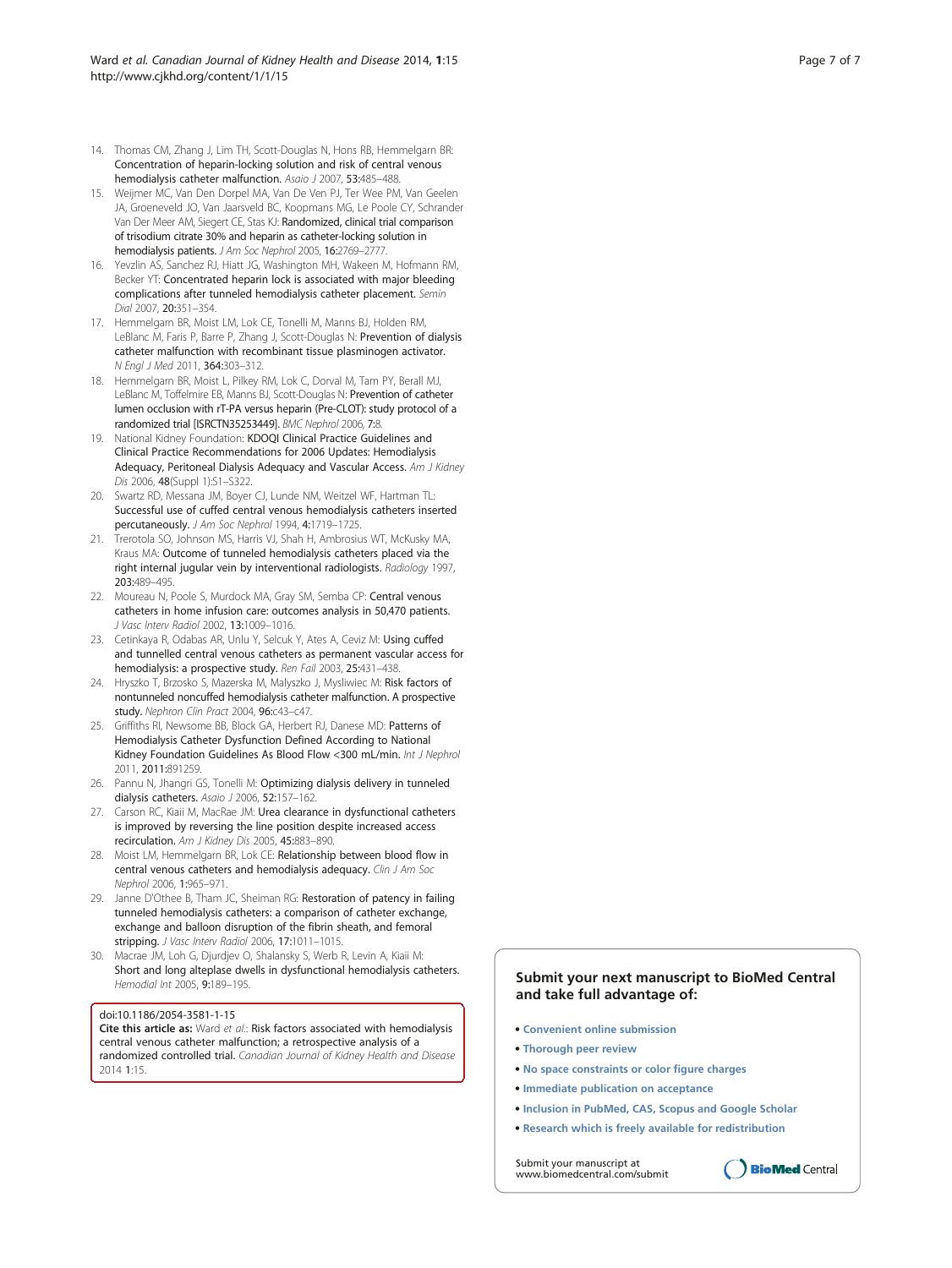14. Thomas CM, Zhang J, Lim TH, Scott-Douglas N, Hons RB, Hemmelgarn BR: **Concentration of heparin-locking solution and risk of central venous hemodialysis catheter malfunction.** *Asaio J* 2007, **53:**485–488.
15. Weijmer MC, Van Den Dorpel MA, Van De Ven PJ, Ter Wee PM, Van Geelen JA, Groeneveld JO, Van Jaarsveld BC, Koopmans MG, Le Poole CY, Schrander Van Der Meer AM, Siegert CE, Stas KJ: **Randomized, clinical trial comparison of trisodium citrate 30% and heparin as catheter-locking solution in hemodialysis patients.** *J Am Soc Nephrol* 2005, **16:**2769–2777.
16. Yevzlin AS, Sanchez RJ, Hiatt JG, Washington MH, Wakeen M, Hofmann RM, Becker YT: **Concentrated heparin lock is associated with major bleeding complications after tunneled hemodialysis catheter placement.** *Semin Dial* 2007, **20:**351–354.
17. Hemmelgarn BR, Moist LM, Lok CE, Tonelli M, Manns BJ, Holden RM, LeBlanc M, Faris P, Barre P, Zhang J, Scott-Douglas N: **Prevention of dialysis catheter malfunction with recombinant tissue plasminogen activator.** *N Engl J Med* 2011, **364:**303–312.
18. Hemmelgarn BR, Moist L, Pilkey RM, Lok C, Dorval M, Tam PY, Berall MJ, LeBlanc M, Toffelmire EB, Manns BJ, Scott-Douglas N: **Prevention of catheter lumen occlusion with rT-PA versus heparin (Pre-CLOT): study protocol of a randomized trial [ISRCTN35253449].** *BMC Nephrol* 2006, **7:**8.
19. National Kidney Foundation: **KDOQI Clinical Practice Guidelines and Clinical Practice Recommendations for 2006 Updates: Hemodialysis Adequacy, Peritoneal Dialysis Adequacy and Vascular Access.** *Am J Kidney Dis* 2006, **48**(Suppl 1):S1–S322.
20. Swartz RD, Messana JM, Boyer CJ, Lunde NM, Weitzel WF, Hartman TL: **Successful use of cuffed central venous hemodialysis catheters inserted percutaneously.** *J Am Soc Nephrol* 1994, **4:**1719–1725.
21. Trerotola SO, Johnson MS, Harris VJ, Shah H, Ambrosius WT, McKusky MA, Kraus MA: **Outcome of tunneled hemodialysis catheters placed via the right internal jugular vein by interventional radiologists.** *Radiology* 1997, **203:**489–495.
22. Moureau N, Poole S, Murdock MA, Gray SM, Semba CP: **Central venous catheters in home infusion care: outcomes analysis in 50,470 patients.** *J Vasc Interv Radiol* 2002, **13:**1009–1016.
23. Cetinkaya R, Odabas AR, Unlu Y, Selcuk Y, Ates A, Ceviz M: **Using cuffed and tunnelled central venous catheters as permanent vascular access for hemodialysis: a prospective study.** *Ren Fail* 2003, **25:**431–438.
24. Hryszko T, Brzosko S, Mazerska M, Malyszko J, Mysliwiec M: **Risk factors of nontunneled noncuffed hemodialysis catheter malfunction. A prospective study.** *Nephron Clin Pract* 2004, **96:**c43–c47.
25. Griffiths RI, Newsome BB, Block GA, Herbert RJ, Danese MD: **Patterns of Hemodialysis Catheter Dysfunction Defined According to National Kidney Foundation Guidelines As Blood Flow <300 mL/min.** *Int J Nephrol* 2011, **2011:**891259.
26. Pannu N, Jhangri GS, Tonelli M: **Optimizing dialysis delivery in tunneled dialysis catheters.** *Asaio J* 2006, **52:**157–162.
27. Carson RC, Kiaii M, MacRae JM: **Urea clearance in dysfunctional catheters is improved by reversing the line position despite increased access recirculation.** *Am J Kidney Dis* 2005, **45:**883–890.
28. Moist LM, Hemmelgarn BR, Lok CE: **Relationship between blood flow in central venous catheters and hemodialysis adequacy.** *Clin J Am Soc Nephrol* 2006, **1:**965–971.
29. Janne D'Othee B, Tham JC, Sheiman RG: **Restoration of patency in failing tunneled hemodialysis catheters: a comparison of catheter exchange, exchange and balloon disruption of the fibrin sheath, and femoral stripping.** *J Vasc Interv Radiol* 2006, **17:**1011–1015.
30. Macrae JM, Loh G, Djurdjev O, Shalansky S, Werb R, Levin A, Kiaii M: **Short and long alteplase dwells in dysfunctional hemodialysis catheters.** *Hemodial Int* 2005, **9:**189–195.

doi:10.1186/2054-3581-1-15

**Cite this article as:** Ward *et al.*: Risk factors associated with hemodialysis central venous catheter malfunction; a retrospective analysis of a randomized controlled trial. *Canadian Journal of Kidney Health and Disease* 2014 **1**:15.

**Submit your next manuscript to BioMed Central and take full advantage of:**

- Convenient online submission
- Thorough peer review
- No space constraints or color figure charges
- Immediate publication on acceptance
- Inclusion in PubMed, CAS, Scopus and Google Scholar
- Research which is freely available for redistribution

Submit your manuscript at
www.biomedcentral.com/submit

BioMed Central